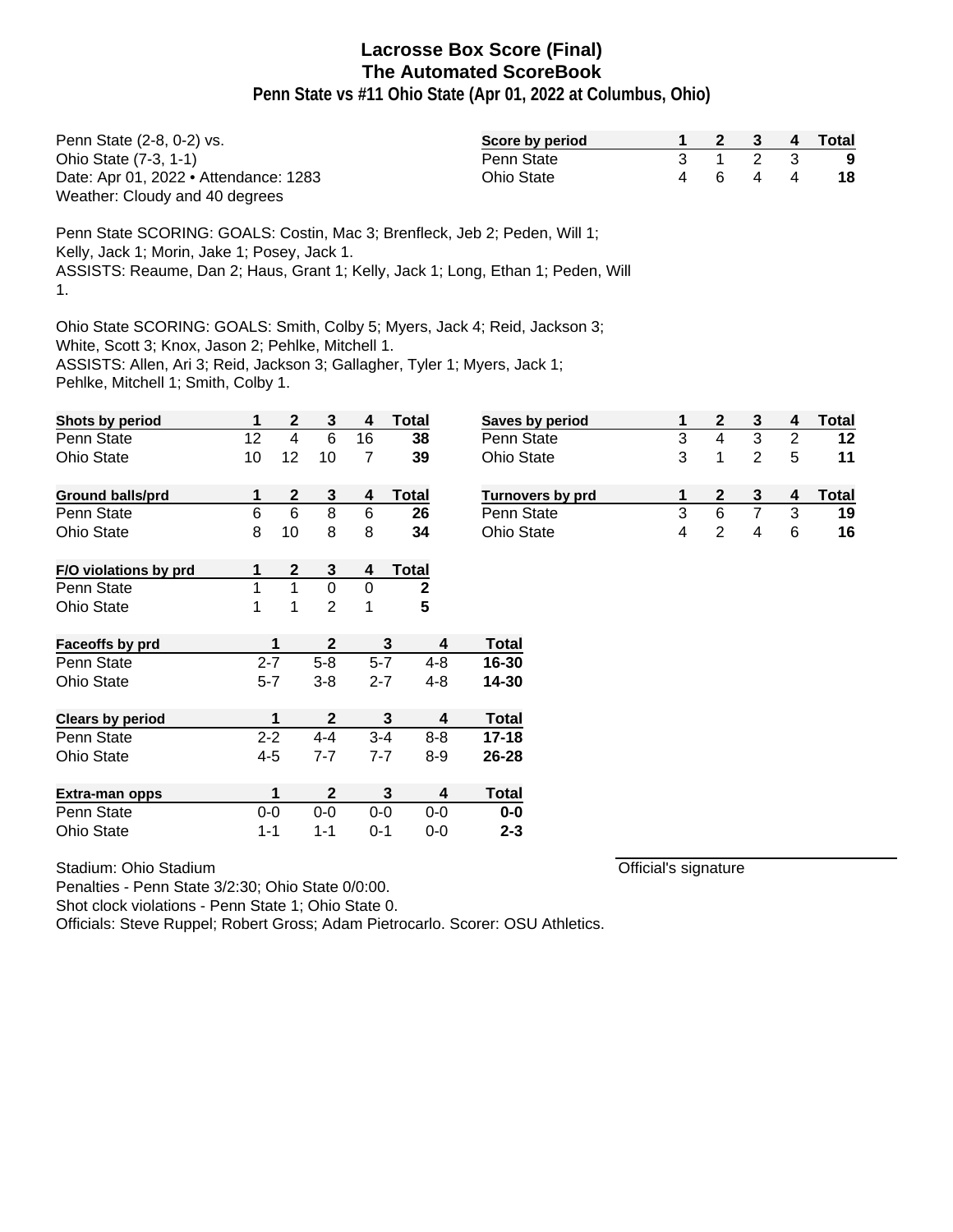# Lacrosse Box Score (Final)
## The Automated ScoreBook
### Penn State vs #11 Ohio State (Apr 01, 2022 at Columbus, Ohio)

Penn State (2-8, 0-2) vs.
Ohio State (7-3, 1-1)
Date: Apr 01, 2022 • Attendance: 1283
Weather: Cloudy and 40 degrees

| Score by period | 1 | 2 | 3 | 4 | Total |
|---|---|---|---|---|---|
| Penn State | 3 | 1 | 2 | 3 | 9 |
| Ohio State | 4 | 6 | 4 | 4 | 18 |

Penn State SCORING: GOALS: Costin, Mac 3; Brenfleck, Jeb 2; Peden, Will 1; Kelly, Jack 1; Morin, Jake 1; Posey, Jack 1.
ASSISTS: Reaume, Dan 2; Haus, Grant 1; Kelly, Jack 1; Long, Ethan 1; Peden, Will 1.

Ohio State SCORING: GOALS: Smith, Colby 5; Myers, Jack 4; Reid, Jackson 3; White, Scott 3; Knox, Jason 2; Pehlke, Mitchell 1.
ASSISTS: Allen, Ari 3; Reid, Jackson 3; Gallagher, Tyler 1; Myers, Jack 1; Pehlke, Mitchell 1; Smith, Colby 1.

| Shots by period | 1 | 2 | 3 | 4 | Total |
|---|---|---|---|---|---|
| Penn State | 12 | 4 | 6 | 16 | 38 |
| Ohio State | 10 | 12 | 10 | 7 | 39 |

| Saves by period | 1 | 2 | 3 | 4 | Total |
|---|---|---|---|---|---|
| Penn State | 3 | 4 | 3 | 2 | 12 |
| Ohio State | 3 | 1 | 2 | 5 | 11 |

| Ground balls/prd | 1 | 2 | 3 | 4 | Total |
|---|---|---|---|---|---|
| Penn State | 6 | 6 | 8 | 6 | 26 |
| Ohio State | 8 | 10 | 8 | 8 | 34 |

| Turnovers by prd | 1 | 2 | 3 | 4 | Total |
|---|---|---|---|---|---|
| Penn State | 3 | 6 | 7 | 3 | 19 |
| Ohio State | 4 | 2 | 4 | 6 | 16 |

| F/O violations by prd | 1 | 2 | 3 | 4 | Total |
|---|---|---|---|---|---|
| Penn State | 1 | 1 | 0 | 0 | 2 |
| Ohio State | 1 | 1 | 2 | 1 | 5 |

| Faceoffs by prd | 1 | 2 | 3 | 4 | Total |
|---|---|---|---|---|---|
| Penn State | 2-7 | 5-8 | 5-7 | 4-8 | 16-30 |
| Ohio State | 5-7 | 3-8 | 2-7 | 4-8 | 14-30 |

| Clears by period | 1 | 2 | 3 | 4 | Total |
|---|---|---|---|---|---|
| Penn State | 2-2 | 4-4 | 3-4 | 8-8 | 17-18 |
| Ohio State | 4-5 | 7-7 | 7-7 | 8-9 | 26-28 |

| Extra-man opps | 1 | 2 | 3 | 4 | Total |
|---|---|---|---|---|---|
| Penn State | 0-0 | 0-0 | 0-0 | 0-0 | 0-0 |
| Ohio State | 1-1 | 1-1 | 0-1 | 0-0 | 2-3 |

Stadium: Ohio Stadium
Penalties - Penn State 3/2:30; Ohio State 0/0:00.
Shot clock violations - Penn State 1; Ohio State 0.
Officials: Steve Ruppel; Robert Gross; Adam Pietrocarlo. Scorer: OSU Athletics.

Official's signature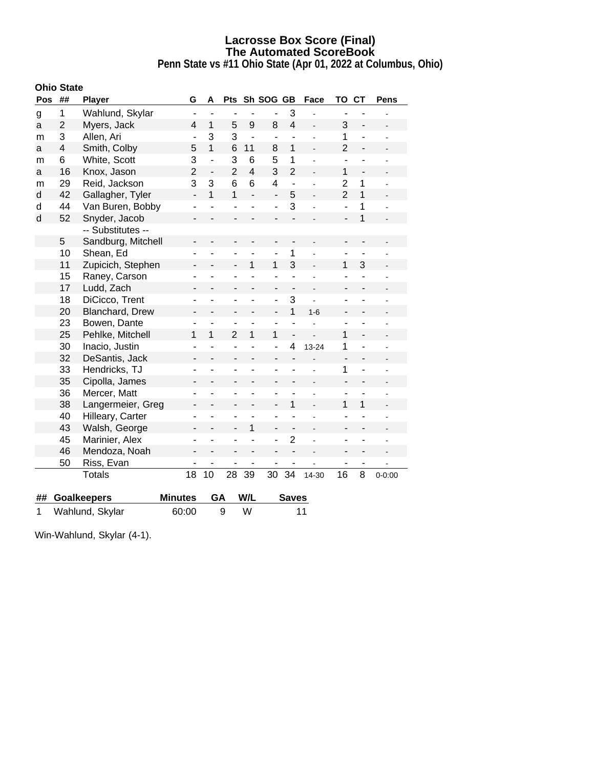# Lacrosse Box Score (Final)
## The Automated ScoreBook
### Penn State vs #11 Ohio State (Apr 01, 2022 at Columbus, Ohio)

**Ohio State**

| Pos | ## | Player | G | A | Pts | Sh | SOG | GB | Face | TO | CT | Pens |
|---|---|---|---|---|---|---|---|---|---|---|---|---|
| g | 1 | Wahlund, Skylar | - | - | - | - | - | 3 | - | - | - | - |
| a | 2 | Myers, Jack | 4 | 1 | 5 | 9 | 8 | 4 | - | 3 | - | - |
| m | 3 | Allen, Ari | - | 3 | 3 | - | - | - | - | 1 | - | - |
| a | 4 | Smith, Colby | 5 | 1 | 6 | 11 | 8 | 1 | - | 2 | - | - |
| m | 6 | White, Scott | 3 | - | 3 | 6 | 5 | 1 | - | - | - | - |
| a | 16 | Knox, Jason | 2 | - | 2 | 4 | 3 | 2 | - | 1 | - | - |
| m | 29 | Reid, Jackson | 3 | 3 | 6 | 6 | 4 | - | - | 2 | 1 | - |
| d | 42 | Gallagher, Tyler | - | 1 | 1 | - | - | 5 | - | 2 | 1 | - |
| d | 44 | Van Buren, Bobby | - | - | - | - | - | 3 | - | - | 1 | - |
| d | 52 | Snyder, Jacob | - | - | - | - | - | - | - | - | 1 | - |
| | | -- Substitutes -- | | | | | | | | | | |
| | 5 | Sandburg, Mitchell | - | - | - | - | - | - | - | - | - | - |
| | 10 | Shean, Ed | - | - | - | - | - | 1 | - | - | - | - |
| | 11 | Zupicich, Stephen | - | - | - | 1 | 1 | 3 | - | 1 | 3 | - |
| | 15 | Raney, Carson | - | - | - | - | - | - | - | - | - | - |
| | 17 | Ludd, Zach | - | - | - | - | - | - | - | - | - | - |
| | 18 | DiCicco, Trent | - | - | - | - | - | 3 | - | - | - | - |
| | 20 | Blanchard, Drew | - | - | - | - | - | 1 | 1-6 | - | - | - |
| | 23 | Bowen, Dante | - | - | - | - | - | - | - | - | - | - |
| | 25 | Pehlke, Mitchell | 1 | 1 | 2 | 1 | 1 | - | - | 1 | - | - |
| | 30 | Inacio, Justin | - | - | - | - | - | 4 | 13-24 | 1 | - | - |
| | 32 | DeSantis, Jack | - | - | - | - | - | - | - | - | - | - |
| | 33 | Hendricks, TJ | - | - | - | - | - | - | - | 1 | - | - |
| | 35 | Cipolla, James | - | - | - | - | - | - | - | - | - | - |
| | 36 | Mercer, Matt | - | - | - | - | - | - | - | - | - | - |
| | 38 | Langermeier, Greg | - | - | - | - | - | 1 | - | 1 | 1 | - |
| | 40 | Hilleary, Carter | - | - | - | - | - | - | - | - | - | - |
| | 43 | Walsh, George | - | - | - | 1 | - | - | - | - | - | - |
| | 45 | Marinier, Alex | - | - | - | - | - | 2 | - | - | - | - |
| | 46 | Mendoza, Noah | - | - | - | - | - | - | - | - | - | - |
| | 50 | Riss, Evan | - | - | - | - | - | - | - | - | - | - |
| | | Totals | 18 | 10 | 28 | 39 | 30 | 34 | 14-30 | 16 | 8 | 0-0:00 |

| ## | Goalkeepers | Minutes | GA | W/L | Saves |
|---|---|---|---|---|---|
| 1 | Wahlund, Skylar | 60:00 | 9 | W | 11 |

Win-Wahlund, Skylar (4-1).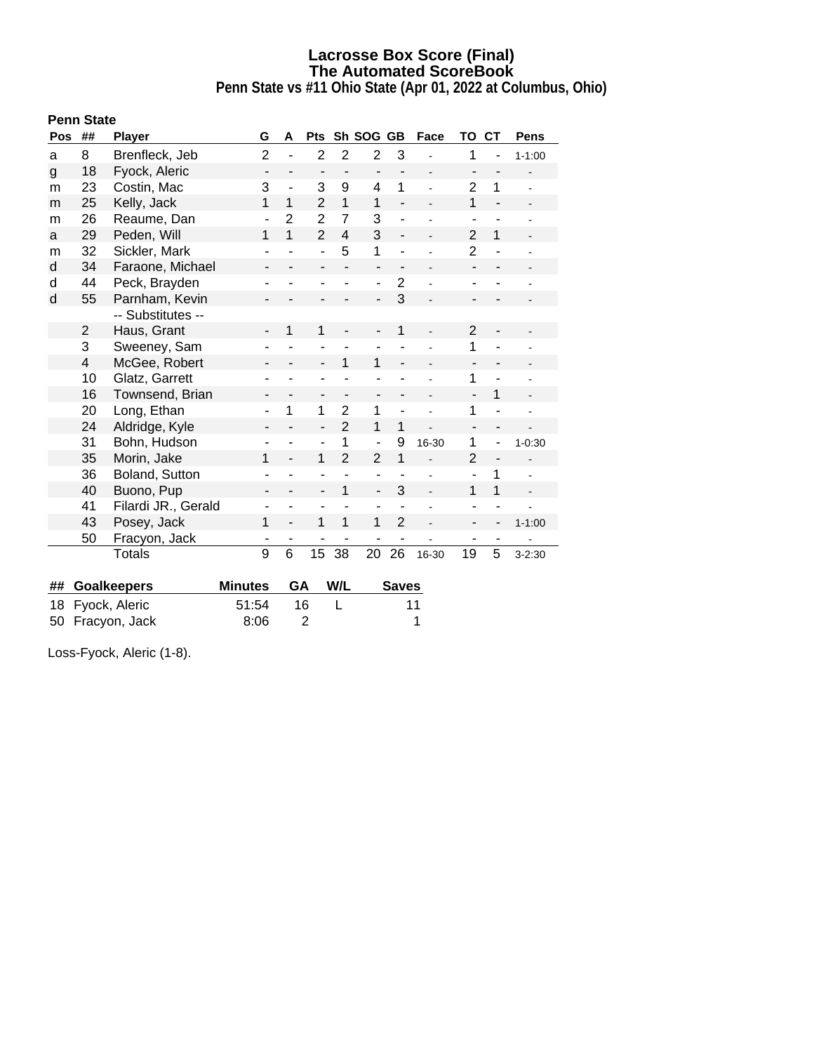# Lacrosse Box Score (Final)
## The Automated ScoreBook
### Penn State vs #11 Ohio State (Apr 01, 2022 at Columbus, Ohio)

**Penn State**

| Pos | ## | Player | G | A | Pts | Sh | SOG | GB | Face | TO | CT | Pens |
|---|---|---|---|---|---|---|---|---|---|---|---|---|
| a | 8 | Brenfleck, Jeb | 2 | - | 2 | 2 | 2 | 3 | - | 1 | - | 1-1:00 |
| g | 18 | Fyock, Aleric | - | - | - | - | - | - | - | - | - | - |
| m | 23 | Costin, Mac | 3 | - | 3 | 9 | 4 | 1 | - | 2 | 1 | - |
| m | 25 | Kelly, Jack | 1 | 1 | 2 | 1 | 1 | - | - | 1 | - | - |
| m | 26 | Reaume, Dan | - | 2 | 2 | 7 | 3 | - | - | - | - | - |
| a | 29 | Peden, Will | 1 | 1 | 2 | 4 | 3 | - | - | 2 | 1 | - |
| m | 32 | Sickler, Mark | - | - | - | 5 | 1 | - | - | 2 | - | - |
| d | 34 | Faraone, Michael | - | - | - | - | - | - | - | - | - | - |
| d | 44 | Peck, Brayden | - | - | - | - | - | 2 | - | - | - | - |
| d | 55 | Parnham, Kevin | - | - | - | - | - | 3 | - | - | - | - |
| | | -- Substitutes -- | | | | | | | | | | |
| | 2 | Haus, Grant | - | 1 | 1 | - | - | 1 | - | 2 | - | - |
| | 3 | Sweeney, Sam | - | - | - | - | - | - | - | 1 | - | - |
| | 4 | McGee, Robert | - | - | - | 1 | 1 | - | - | - | - | - |
| | 10 | Glatz, Garrett | - | - | - | - | - | - | - | 1 | - | - |
| | 16 | Townsend, Brian | - | - | - | - | - | - | - | - | 1 | - |
| | 20 | Long, Ethan | - | 1 | 1 | 2 | 1 | - | - | 1 | - | - |
| | 24 | Aldridge, Kyle | - | - | - | 2 | 1 | 1 | - | - | - | - |
| | 31 | Bohn, Hudson | - | - | - | 1 | - | 9 | 16-30 | 1 | - | 1-0:30 |
| | 35 | Morin, Jake | 1 | - | 1 | 2 | 2 | 1 | - | 2 | - | - |
| | 36 | Boland, Sutton | - | - | - | - | - | - | - | - | 1 | - |
| | 40 | Buono, Pup | - | - | - | 1 | - | 3 | - | 1 | 1 | - |
| | 41 | Filardi JR., Gerald | - | - | - | - | - | - | - | - | - | - |
| | 43 | Posey, Jack | 1 | - | 1 | 1 | 1 | 2 | - | - | - | 1-1:00 |
| | 50 | Fracyon, Jack | - | - | - | - | - | - | - | - | - | - |
| | | Totals | 9 | 6 | 15 | 38 | 20 | 26 | 16-30 | 19 | 5 | 3-2:30 |

| ## | Goalkeepers | Minutes | GA | W/L | Saves |
|---|---|---|---|---|---|
| 18 | Fyock, Aleric | 51:54 | 16 | L | 11 |
| 50 | Fracyon, Jack | 8:06 | 2 | | 1 |

Loss-Fyock, Aleric (1-8).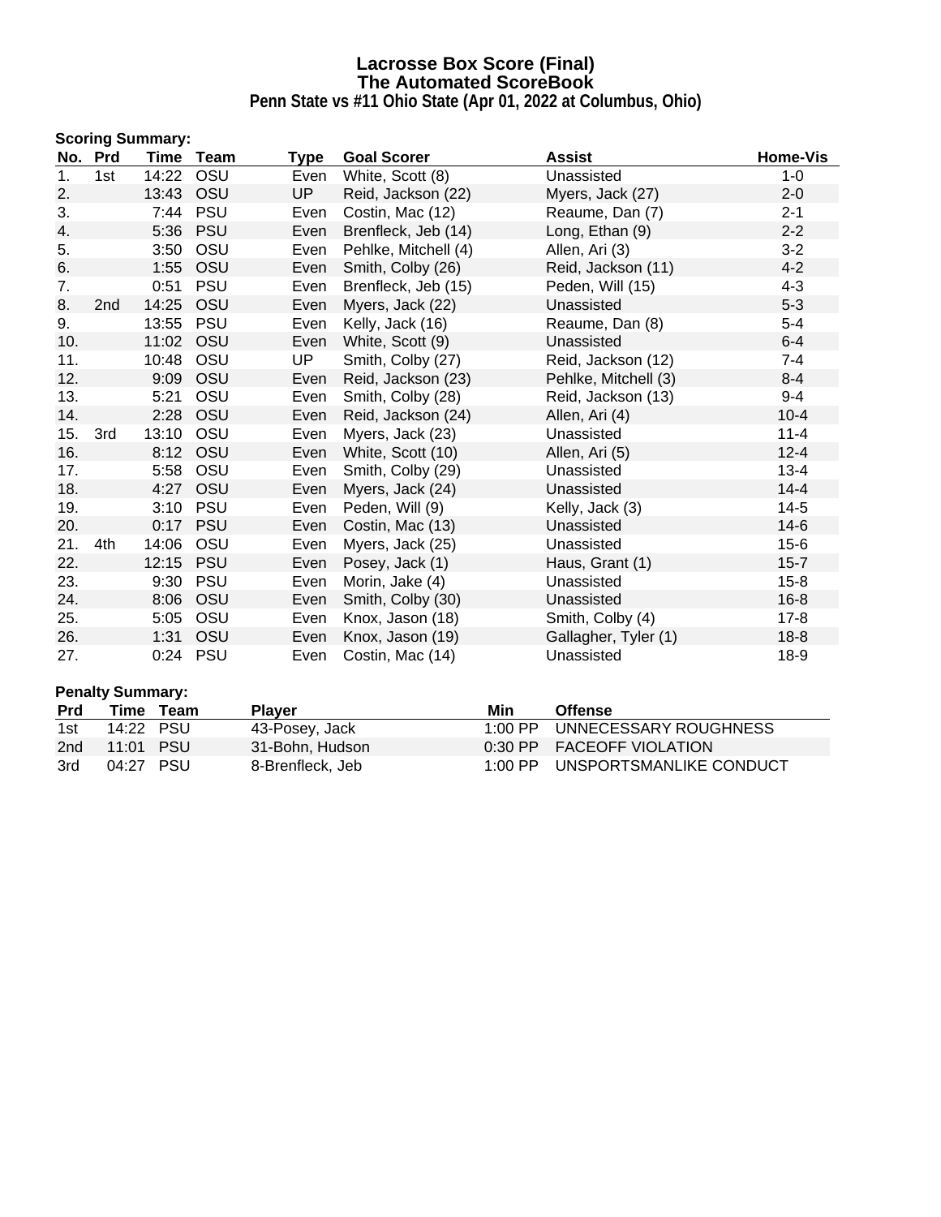# Lacrosse Box Score (Final)
## The Automated ScoreBook
### Penn State vs #11 Ohio State (Apr 01, 2022 at Columbus, Ohio)

**Scoring Summary:**

| No. | Prd | Time | Team | Type | Goal Scorer | Assist | Home-Vis |
|---|---|---|---|---|---|---|---|
| 1. | 1st | 14:22 | OSU | Even | White, Scott (8) | Unassisted | 1-0 |
| 2. | | 13:43 | OSU | UP | Reid, Jackson (22) | Myers, Jack (27) | 2-0 |
| 3. | | 7:44 | PSU | Even | Costin, Mac (12) | Reaume, Dan (7) | 2-1 |
| 4. | | 5:36 | PSU | Even | Brenfleck, Jeb (14) | Long, Ethan (9) | 2-2 |
| 5. | | 3:50 | OSU | Even | Pehlke, Mitchell (4) | Allen, Ari (3) | 3-2 |
| 6. | | 1:55 | OSU | Even | Smith, Colby (26) | Reid, Jackson (11) | 4-2 |
| 7. | | 0:51 | PSU | Even | Brenfleck, Jeb (15) | Peden, Will (15) | 4-3 |
| 8. | 2nd | 14:25 | OSU | Even | Myers, Jack (22) | Unassisted | 5-3 |
| 9. | | 13:55 | PSU | Even | Kelly, Jack (16) | Reaume, Dan (8) | 5-4 |
| 10. | | 11:02 | OSU | Even | White, Scott (9) | Unassisted | 6-4 |
| 11. | | 10:48 | OSU | UP | Smith, Colby (27) | Reid, Jackson (12) | 7-4 |
| 12. | | 9:09 | OSU | Even | Reid, Jackson (23) | Pehlke, Mitchell (3) | 8-4 |
| 13. | | 5:21 | OSU | Even | Smith, Colby (28) | Reid, Jackson (13) | 9-4 |
| 14. | | 2:28 | OSU | Even | Reid, Jackson (24) | Allen, Ari (4) | 10-4 |
| 15. | 3rd | 13:10 | OSU | Even | Myers, Jack (23) | Unassisted | 11-4 |
| 16. | | 8:12 | OSU | Even | White, Scott (10) | Allen, Ari (5) | 12-4 |
| 17. | | 5:58 | OSU | Even | Smith, Colby (29) | Unassisted | 13-4 |
| 18. | | 4:27 | OSU | Even | Myers, Jack (24) | Unassisted | 14-4 |
| 19. | | 3:10 | PSU | Even | Peden, Will (9) | Kelly, Jack (3) | 14-5 |
| 20. | | 0:17 | PSU | Even | Costin, Mac (13) | Unassisted | 14-6 |
| 21. | 4th | 14:06 | OSU | Even | Myers, Jack (25) | Unassisted | 15-6 |
| 22. | | 12:15 | PSU | Even | Posey, Jack (1) | Haus, Grant (1) | 15-7 |
| 23. | | 9:30 | PSU | Even | Morin, Jake (4) | Unassisted | 15-8 |
| 24. | | 8:06 | OSU | Even | Smith, Colby (30) | Unassisted | 16-8 |
| 25. | | 5:05 | OSU | Even | Knox, Jason (18) | Smith, Colby (4) | 17-8 |
| 26. | | 1:31 | OSU | Even | Knox, Jason (19) | Gallagher, Tyler (1) | 18-8 |
| 27. | | 0:24 | PSU | Even | Costin, Mac (14) | Unassisted | 18-9 |

**Penalty Summary:**

| Prd | Time | Team | Player | Min | Offense |
|---|---|---|---|---|---|
| 1st | 14:22 | PSU | 43-Posey, Jack | 1:00 PP | UNNECESSARY ROUGHNESS |
| 2nd | 11:01 | PSU | 31-Bohn, Hudson | 0:30 PP | FACEOFF VIOLATION |
| 3rd | 04:27 | PSU | 8-Brenfleck, Jeb | 1:00 PP | UNSPORTSMANLIKE CONDUCT |